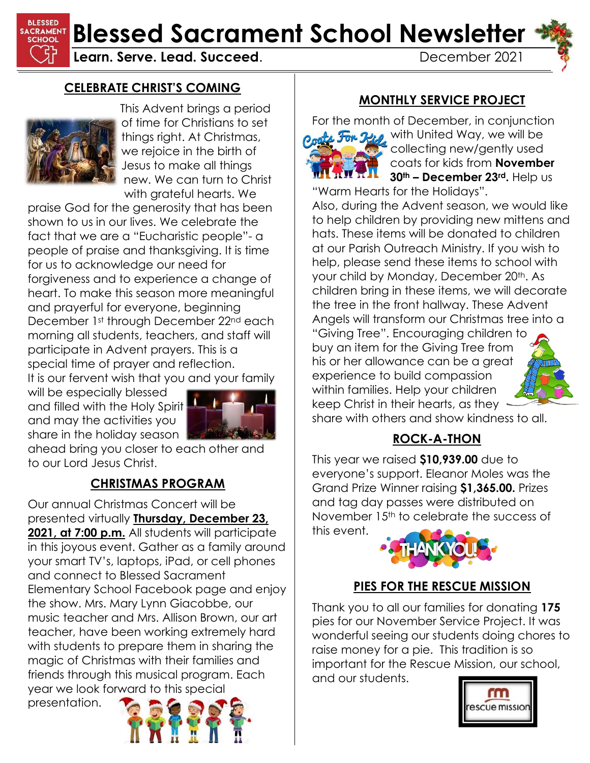# Blessed Sacrament School Newsletter

**Learn. Serve. Lead. Succeed.** December 2021

## CELEBRATE CHRIST'S COMING

This Advent brings a period of time for Christians to set things right. At Christmas, we rejoice in the birth of Jesus to make all things new. We can turn to Christ with grateful hearts. We praise God for the generosity that has been shown to us in our lives. We celebrate the fact that we are a "Eucharistic people"- a people of praise and thanksgiving. It is time for us to acknowledge our need for forgiveness and to experience a change of heart. To make this season more meaningful and prayerful for everyone, beginning December 1st through December 22nd each morning all students, teachers, and staff will participate in Advent prayers. This is a special time of prayer and reflection.
It is our fervent wish that you and your family will be especially blessed and filled with the Holy Spirit and may the activities you share in the holiday season ahead bring you closer to each other and to our Lord Jesus Christ.

## CHRISTMAS PROGRAM

Our annual Christmas Concert will be presented virtually **Thursday, December 23, 2021, at 7:00 p.m.** All students will participate in this joyous event. Gather as a family around your smart TV's, laptops, iPad, or cell phones and connect to Blessed Sacrament Elementary School Facebook page and enjoy the show. Mrs. Mary Lynn Giacobbe, our music teacher and Mrs. Allison Brown, our art teacher, have been working extremely hard with students to prepare them in sharing the magic of Christmas with their families and friends through this musical program. Each year we look forward to this special presentation.

## MONTHLY SERVICE PROJECT

For the month of December, in conjunction with United Way, we will be collecting new/gently used coats for kids from **November 30th – December 23rd.** Help us "Warm Hearts for the Holidays".
Also, during the Advent season, we would like to help children by providing new mittens and hats. These items will be donated to children at our Parish Outreach Ministry. If you wish to help, please send these items to school with your child by Monday, December 20th. As children bring in these items, we will decorate the tree in the front hallway. These Advent Angels will transform our Christmas tree into a "Giving Tree". Encouraging children to buy an item for the Giving Tree from his or her allowance can be a great experience to build compassion within families. Help your children keep Christ in their hearts, as they share with others and show kindness to all.

## ROCK-A-THON

This year we raised **$10,939.00** due to everyone's support. Eleanor Moles was the Grand Prize Winner raising **$1,365.00.** Prizes and tag day passes were distributed on November 15th to celebrate the success of this event.

## PIES FOR THE RESCUE MISSION

Thank you to all our families for donating **175** pies for our November Service Project. It was wonderful seeing our students doing chores to raise money for a pie. This tradition is so important for the Rescue Mission, our school, and our students.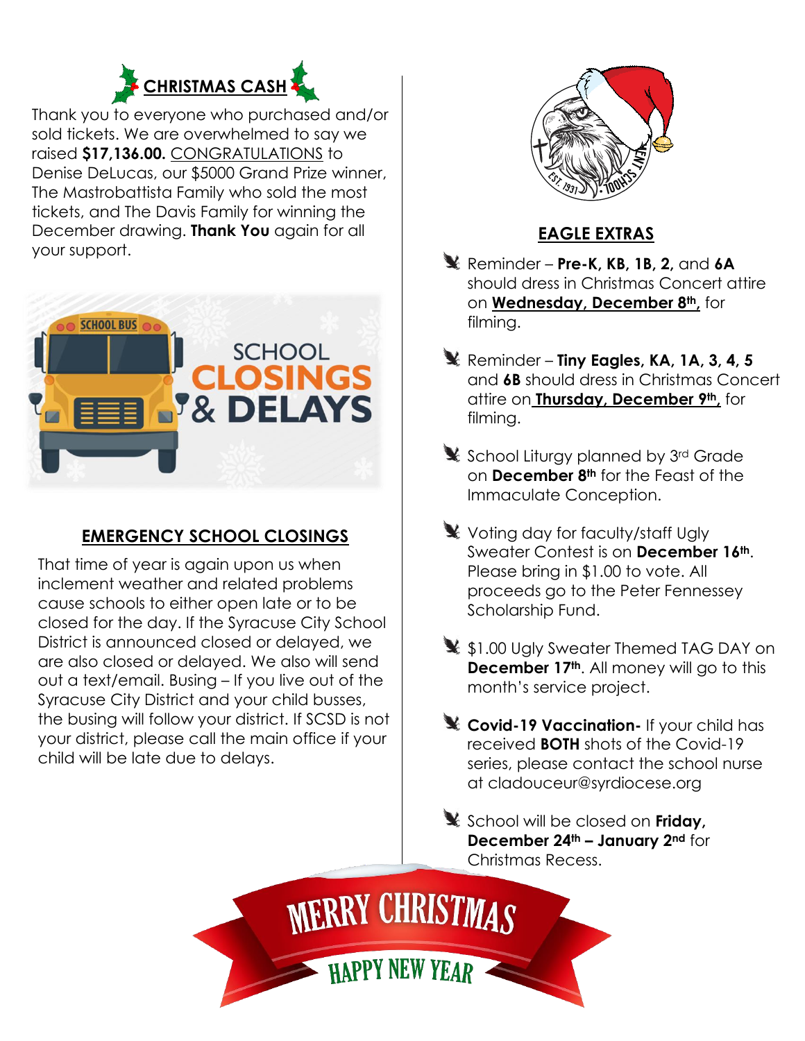## CHRISTMAS CASH

Thank you to everyone who purchased and/or sold tickets. We are overwhelmed to say we raised **$17,136.00.** CONGRATULATIONS to Denise DeLucas, our $5000 Grand Prize winner, The Mastrobattista Family who sold the most tickets, and The Davis Family for winning the December drawing. **Thank You** again for all your support.

SCHOOL CLOSINGS & DELAYS

## EMERGENCY SCHOOL CLOSINGS

That time of year is again upon us when inclement weather and related problems cause schools to either open late or to be closed for the day. If the Syracuse City School District is announced closed or delayed, we are also closed or delayed. We also will send out a text/email. Busing – If you live out of the Syracuse City District and your child busses, the busing will follow your district. If SCSD is not your district, please call the main office if your child will be late due to delays.

## EAGLE EXTRAS

- Reminder – **Pre-K, KB, 1B, 2,** and **6A** should dress in Christmas Concert attire on **Wednesday, December 8th**, for filming.
- Reminder – **Tiny Eagles, KA, 1A, 3, 4, 5** and **6B** should dress in Christmas Concert attire on **Thursday, December 9th**, for filming.
- School Liturgy planned by 3rd Grade on **December 8th** for the Feast of the Immaculate Conception.
- Voting day for faculty/staff Ugly Sweater Contest is on **December 16th**. Please bring in $1.00 to vote. All proceeds go to the Peter Fennessey Scholarship Fund.
- $1.00 Ugly Sweater Themed TAG DAY on **December 17th**. All money will go to this month's service project.
- **Covid-19 Vaccination-** If your child has received **BOTH** shots of the Covid-19 series, please contact the school nurse at cladouceur@syrdiocese.org
- School will be closed on **Friday, December 24th – January 2nd** for Christmas Recess.

MERRY CHRISTMAS
HAPPY NEW YEAR